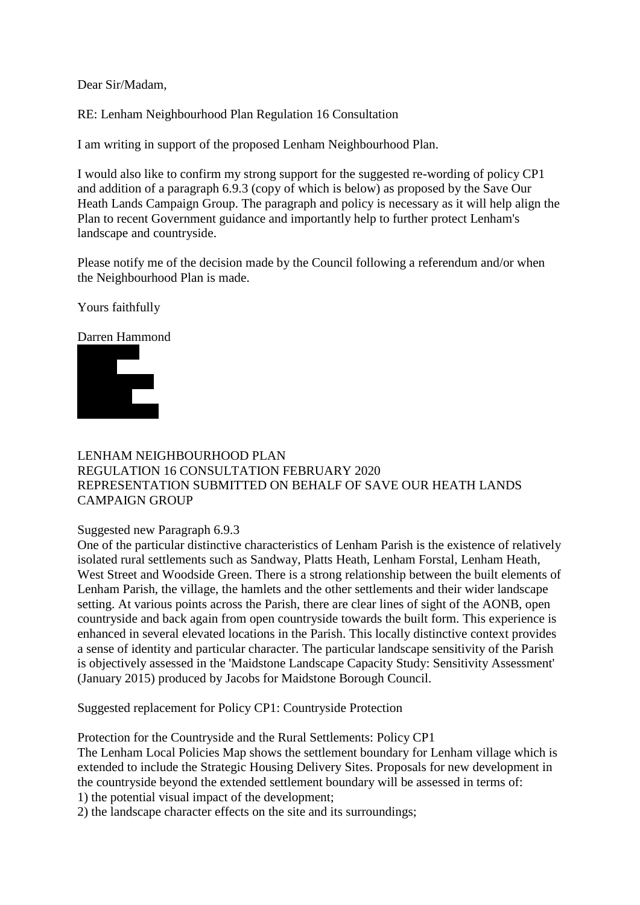Dear Sir/Madam,

RE: Lenham Neighbourhood Plan Regulation 16 Consultation

I am writing in support of the proposed Lenham Neighbourhood Plan.

I would also like to confirm my strong support for the suggested re-wording of policy CP1 and addition of a paragraph 6.9.3 (copy of which is below) as proposed by the Save Our Heath Lands Campaign Group. The paragraph and policy is necessary as it will help align the Plan to recent Government guidance and importantly help to further protect Lenham's landscape and countryside.

Please notify me of the decision made by the Council following a referendum and/or when the Neighbourhood Plan is made.

Yours faithfully

Darren Hammond

LENHAM NEIGHBOURHOOD PLAN
REGULATION 16 CONSULTATION FEBRUARY 2020
REPRESENTATION SUBMITTED ON BEHALF OF SAVE OUR HEATH LANDS CAMPAIGN GROUP

Suggested new Paragraph 6.9.3
One of the particular distinctive characteristics of Lenham Parish is the existence of relatively isolated rural settlements such as Sandway, Platts Heath, Lenham Forstal, Lenham Heath, West Street and Woodside Green. There is a strong relationship between the built elements of Lenham Parish, the village, the hamlets and the other settlements and their wider landscape setting. At various points across the Parish, there are clear lines of sight of the AONB, open countryside and back again from open countryside towards the built form. This experience is enhanced in several elevated locations in the Parish. This locally distinctive context provides a sense of identity and particular character. The particular landscape sensitivity of the Parish is objectively assessed in the 'Maidstone Landscape Capacity Study: Sensitivity Assessment' (January 2015) produced by Jacobs for Maidstone Borough Council.

Suggested replacement for Policy CP1: Countryside Protection

Protection for the Countryside and the Rural Settlements: Policy CP1
The Lenham Local Policies Map shows the settlement boundary for Lenham village which is extended to include the Strategic Housing Delivery Sites. Proposals for new development in the countryside beyond the extended settlement boundary will be assessed in terms of:
1) the potential visual impact of the development;
2) the landscape character effects on the site and its surroundings;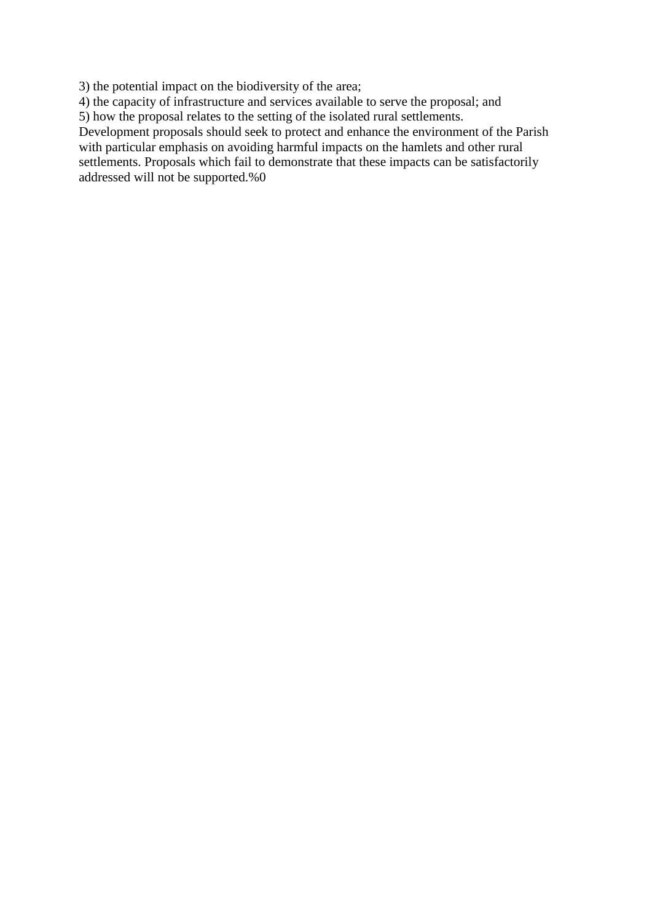3) the potential impact on the biodiversity of the area;
4) the capacity of infrastructure and services available to serve the proposal; and
5) how the proposal relates to the setting of the isolated rural settlements.

Development proposals should seek to protect and enhance the environment of the Parish with particular emphasis on avoiding harmful impacts on the hamlets and other rural settlements. Proposals which fail to demonstrate that these impacts can be satisfactorily addressed will not be supported.%0